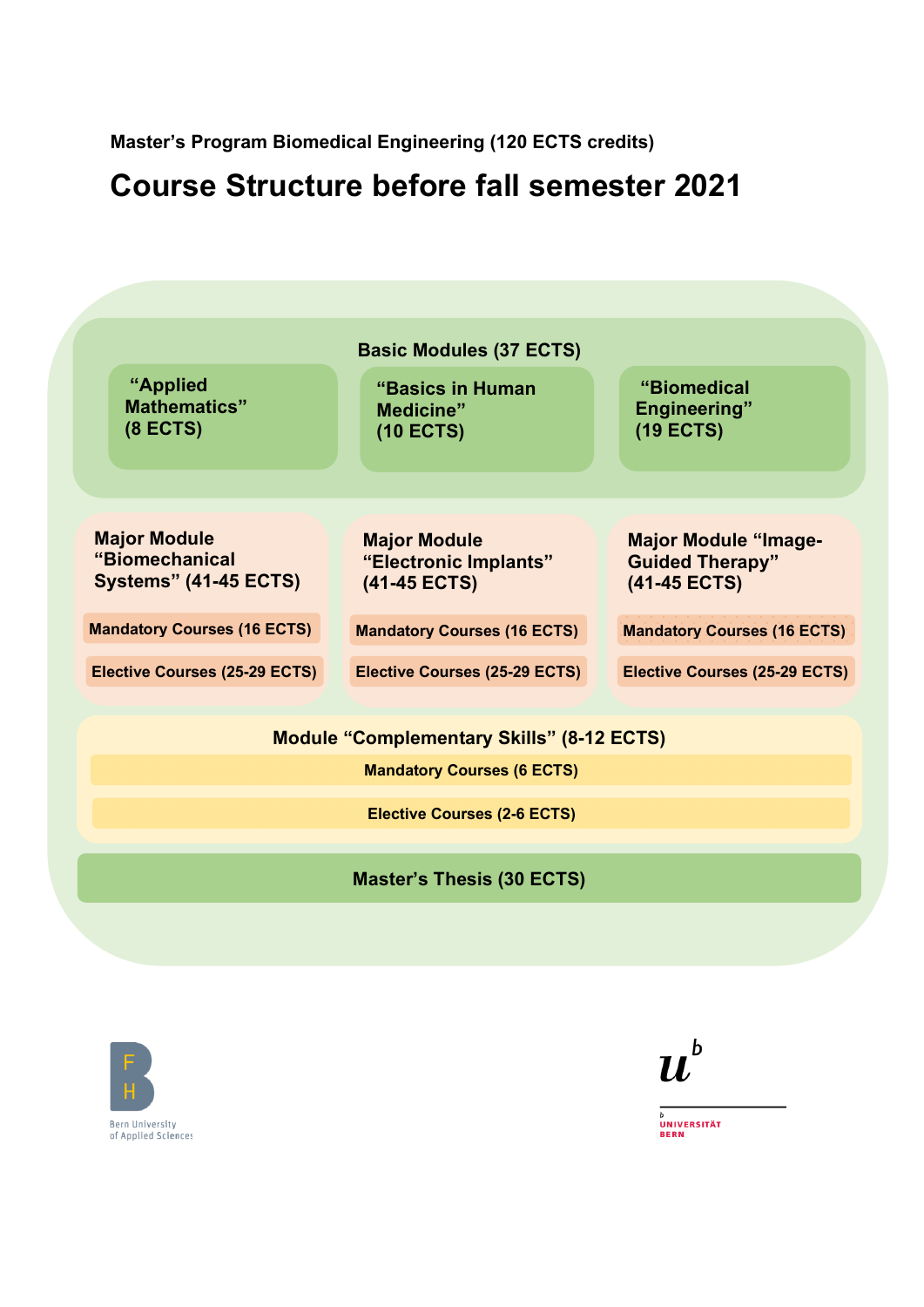**Master's Program Biomedical Engineering (120 ECTS credits)**

# Course Structure before fall semester 2021

## Basic Modules (37 ECTS)

- "Applied Mathematics" (8 ECTS)
- "Basics in Human Medicine" (10 ECTS)
- "Biomedical Engineering" (19 ECTS)

## Major Module "Biomechanical Systems" (41-45 ECTS)

- Mandatory Courses (16 ECTS)
- Elective Courses (25-29 ECTS)

## Major Module "Electronic Implants" (41-45 ECTS)

- Mandatory Courses (16 ECTS)
- Elective Courses (25-29 ECTS)

## Major Module "Image-Guided Therapy" (41-45 ECTS)

- Mandatory Courses (16 ECTS)
- Elective Courses (25-29 ECTS)

## Module "Complementary Skills" (8-12 ECTS)

- Mandatory Courses (6 ECTS)
- Elective Courses (2-6 ECTS)

## Master's Thesis (30 ECTS)

Bern University of Applied Sciences

UNIVERSITÄT BERN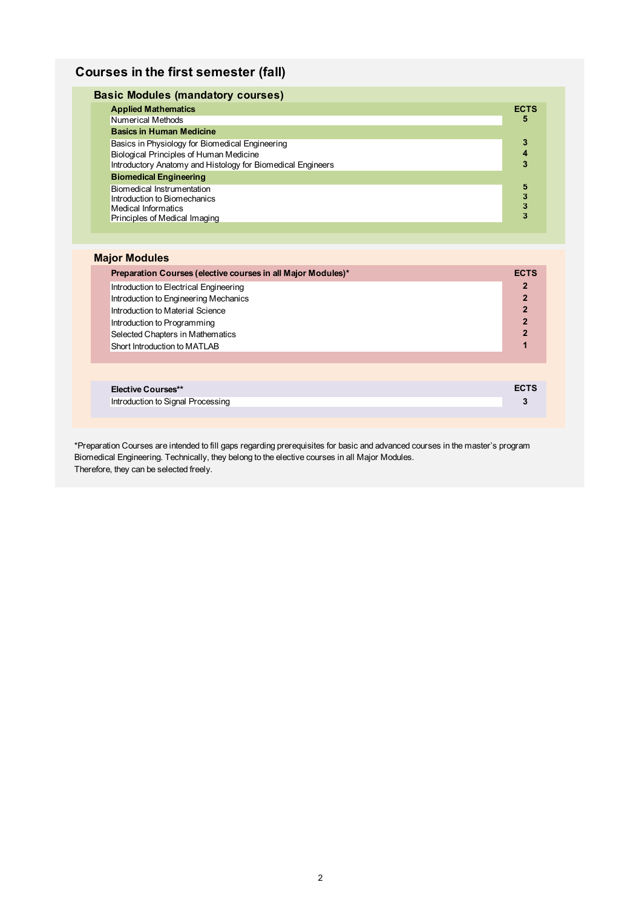# Courses in the first semester (fall)

## Basic Modules (mandatory courses)

| Applied Mathematics | ECTS |
|---|---|
| Numerical Methods | 5 |
| **Basics in Human Medicine** | |
| Basics in Physiology for Biomedical Engineering | 3 |
| Biological Principles of Human Medicine | 4 |
| Introductory Anatomy and Histology for Biomedical Engineers | 3 |
| **Biomedical Engineering** | |
| Biomedical Instrumentation | 5 |
| Introduction to Biomechanics | 3 |
| Medical Informatics | 3 |
| Principles of Medical Imaging | 3 |

## Major Modules

| Preparation Courses (elective courses in all Major Modules)* | ECTS |
|---|---|
| Introduction to Electrical Engineering | 2 |
| Introduction to Engineering Mechanics | 2 |
| Introduction to Material Science | 2 |
| Introduction to Programming | 2 |
| Selected Chapters in Mathematics | 2 |
| Short Introduction to MATLAB | 1 |

| Elective Courses** | ECTS |
|---|---|
| Introduction to Signal Processing | 3 |

*Preparation Courses are intended to fill gaps regarding prerequisites for basic and advanced courses in the master's program Biomedical Engineering. Technically, they belong to the elective courses in all Major Modules. Therefore, they can be selected freely.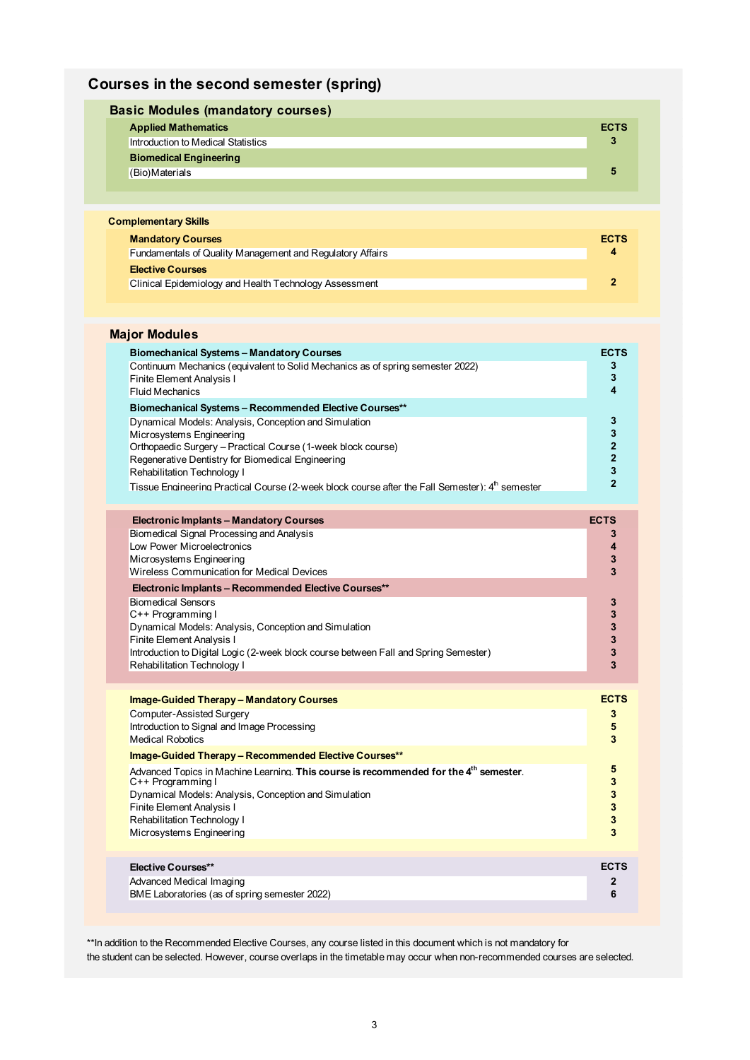# Courses in the second semester (spring)

## Basic Modules (mandatory courses)

| Applied Mathematics | ECTS |
| --- | --- |
| Introduction to Medical Statistics | 3 |
| **Biomedical Engineering** | |
| (Bio)Materials | 5 |

## Complementary Skills

| Mandatory Courses | ECTS |
| --- | --- |
| Fundamentals of Quality Management and Regulatory Affairs | 4 |
| **Elective Courses** | |
| Clinical Epidemiology and Health Technology Assessment | 2 |

## Major Modules

| Biomechanical Systems – Mandatory Courses | ECTS |
| --- | --- |
| Continuum Mechanics (equivalent to Solid Mechanics as of spring semester 2022) | 3 |
| Finite Element Analysis I | 3 |
| Fluid Mechanics | 4 |
| **Biomechanical Systems – Recommended Elective Courses**** | |
| Dynamical Models: Analysis, Conception and Simulation | 3 |
| Microsystems Engineering | 3 |
| Orthopaedic Surgery – Practical Course (1-week block course) | 2 |
| Regenerative Dentistry for Biomedical Engineering | 2 |
| Rehabilitation Technology I | 3 |
| Tissue Engineering Practical Course (2-week block course after the Fall Semester): 4th semester | 2 |

| Electronic Implants – Mandatory Courses | ECTS |
| --- | --- |
| Biomedical Signal Processing and Analysis | 3 |
| Low Power Microelectronics | 4 |
| Microsystems Engineering | 3 |
| Wireless Communication for Medical Devices | 3 |
| **Electronic Implants – Recommended Elective Courses**** | |
| Biomedical Sensors | 3 |
| C++ Programming I | 3 |
| Dynamical Models: Analysis, Conception and Simulation | 3 |
| Finite Element Analysis I | 3 |
| Introduction to Digital Logic (2-week block course between Fall and Spring Semester) | 3 |
| Rehabilitation Technology I | 3 |

| Image-Guided Therapy – Mandatory Courses | ECTS |
| --- | --- |
| Computer-Assisted Surgery | 3 |
| Introduction to Signal and Image Processing | 5 |
| Medical Robotics | 3 |
| **Image-Guided Therapy – Recommended Elective Courses**** | |
| Advanced Topics in Machine Learning. **This course is recommended for the 4th semester**. | 5 |
| C++ Programming I | 3 |
| Dynamical Models: Analysis, Conception and Simulation | 3 |
| Finite Element Analysis I | 3 |
| Rehabilitation Technology I | 3 |
| Microsystems Engineering | 3 |

| Elective Courses** | ECTS |
| --- | --- |
| Advanced Medical Imaging | 2 |
| BME Laboratories (as of spring semester 2022) | 6 |

**In addition to the Recommended Elective Courses, any course listed in this document which is not mandatory for the student can be selected. However, course overlaps in the timetable may occur when non-recommended courses are selected.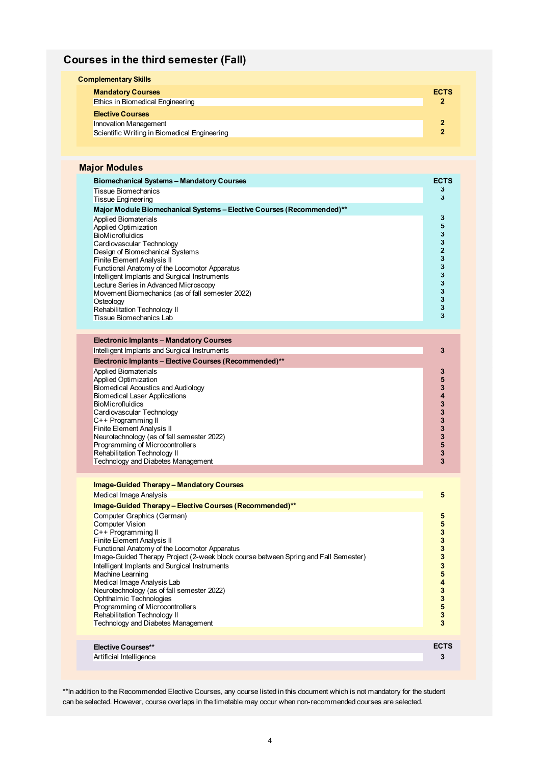## Courses in the third semester (Fall)

### Complementary Skills

| Mandatory Courses | ECTS |
|---|---|
| Ethics in Biomedical Engineering | 2 |
| **Elective Courses** | |
| Innovation Management | 2 |
| Scientific Writing in Biomedical Engineering | 2 |

### Major Modules

| Biomechanical Systems – Mandatory Courses | ECTS |
|---|---|
| Tissue Biomechanics | 3 |
| Tissue Engineering | 3 |
| **Major Module Biomechanical Systems – Elective Courses (Recommended)**** | |
| Applied Biomaterials | 3 |
| Applied Optimization | 5 |
| BioMicrofluidics | 3 |
| Cardiovascular Technology | 3 |
| Design of Biomechanical Systems | 2 |
| Finite Element Analysis II | 3 |
| Functional Anatomy of the Locomotor Apparatus | 3 |
| Intelligent Implants and Surgical Instruments | 3 |
| Lecture Series in Advanced Microscopy | 3 |
| Movement Biomechanics (as of fall semester 2022) | 3 |
| Osteology | 3 |
| Rehabilitation Technology II | 3 |
| Tissue Biomechanics Lab | 3 |

| Electronic Implants – Mandatory Courses | |
|---|---|
| Intelligent Implants and Surgical Instruments | 3 |
| **Electronic Implants – Elective Courses (Recommended)**** | |
| Applied Biomaterials | 3 |
| Applied Optimization | 5 |
| Biomedical Acoustics and Audiology | 3 |
| Biomedical Laser Applications | 4 |
| BioMicrofluidics | 3 |
| Cardiovascular Technology | 3 |
| C++ Programming II | 3 |
| Finite Element Analysis II | 3 |
| Neurotechnology (as of fall semester 2022) | 3 |
| Programming of Microcontrollers | 5 |
| Rehabilitation Technology II | 3 |
| Technology and Diabetes Management | 3 |

| Image-Guided Therapy – Mandatory Courses | |
|---|---|
| Medical Image Analysis | 5 |
| **Image-Guided Therapy – Elective Courses (Recommended)**** | |
| Computer Graphics (German) | 5 |
| Computer Vision | 5 |
| C++ Programming II | 3 |
| Finite Element Analysis II | 3 |
| Functional Anatomy of the Locomotor Apparatus | 3 |
| Image-Guided Therapy Project (2-week block course between Spring and Fall Semester) | 3 |
| Intelligent Implants and Surgical Instruments | 3 |
| Machine Learning | 5 |
| Medical Image Analysis Lab | 4 |
| Neurotechnology (as of fall semester 2022) | 3 |
| Ophthalmic Technologies | 3 |
| Programming of Microcontrollers | 5 |
| Rehabilitation Technology II | 3 |
| Technology and Diabetes Management | 3 |

| Elective Courses** | ECTS |
|---|---|
| Artificial Intelligence | 3 |

**In addition to the Recommended Elective Courses, any course listed in this document which is not mandatory for the student can be selected. However, course overlaps in the timetable may occur when non-recommended courses are selected.